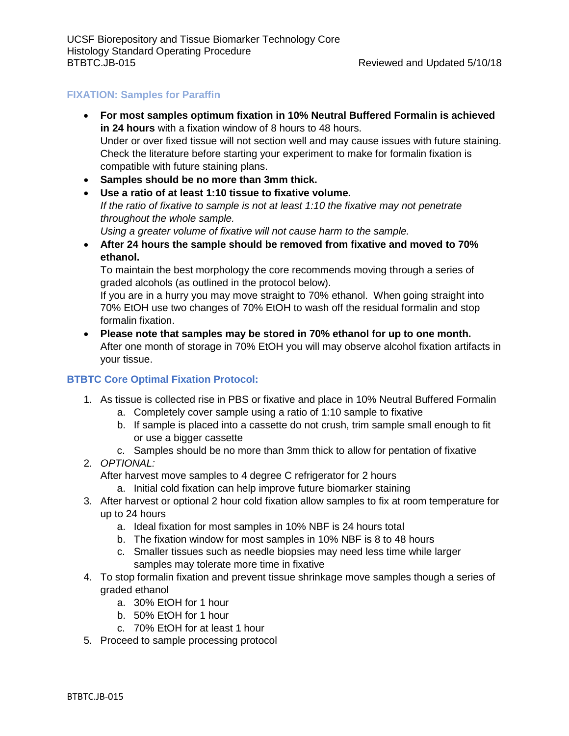UCSF Biorepository and Tissue Biomarker Technology Core
Histology Standard Operating Procedure
BTBTC.JB-015 Reviewed and Updated 5/10/18

## FIXATION: Samples for Paraffin

- **For most samples optimum fixation in 10% Neutral Buffered Formalin is achieved in 24 hours** with a fixation window of 8 hours to 48 hours.
  Under or over fixed tissue will not section well and may cause issues with future staining. Check the literature before starting your experiment to make for formalin fixation is compatible with future staining plans.
- **Samples should be no more than 3mm thick.**
- **Use a ratio of at least 1:10 tissue to fixative volume.**
  *If the ratio of fixative to sample is not at least 1:10 the fixative may not penetrate throughout the whole sample.*
  *Using a greater volume of fixative will not cause harm to the sample.*
- **After 24 hours the sample should be removed from fixative and moved to 70% ethanol.**
  To maintain the best morphology the core recommends moving through a series of graded alcohols (as outlined in the protocol below).
  If you are in a hurry you may move straight to 70% ethanol. When going straight into 70% EtOH use two changes of 70% EtOH to wash off the residual formalin and stop formalin fixation.
- **Please note that samples may be stored in 70% ethanol for up to one month.**
  After one month of storage in 70% EtOH you will may observe alcohol fixation artifacts in your tissue.

## BTBTC Core Optimal Fixation Protocol:

1. As tissue is collected rise in PBS or fixative and place in 10% Neutral Buffered Formalin
   a. Completely cover sample using a ratio of 1:10 sample to fixative
   b. If sample is placed into a cassette do not crush, trim sample small enough to fit or use a bigger cassette
   c. Samples should be no more than 3mm thick to allow for pentation of fixative
2. *OPTIONAL:*
   After harvest move samples to 4 degree C refrigerator for 2 hours
   a. Initial cold fixation can help improve future biomarker staining
3. After harvest or optional 2 hour cold fixation allow samples to fix at room temperature for up to 24 hours
   a. Ideal fixation for most samples in 10% NBF is 24 hours total
   b. The fixation window for most samples in 10% NBF is 8 to 48 hours
   c. Smaller tissues such as needle biopsies may need less time while larger samples may tolerate more time in fixative
4. To stop formalin fixation and prevent tissue shrinkage move samples though a series of graded ethanol
   a. 30% EtOH for 1 hour
   b. 50% EtOH for 1 hour
   c. 70% EtOH for at least 1 hour
5. Proceed to sample processing protocol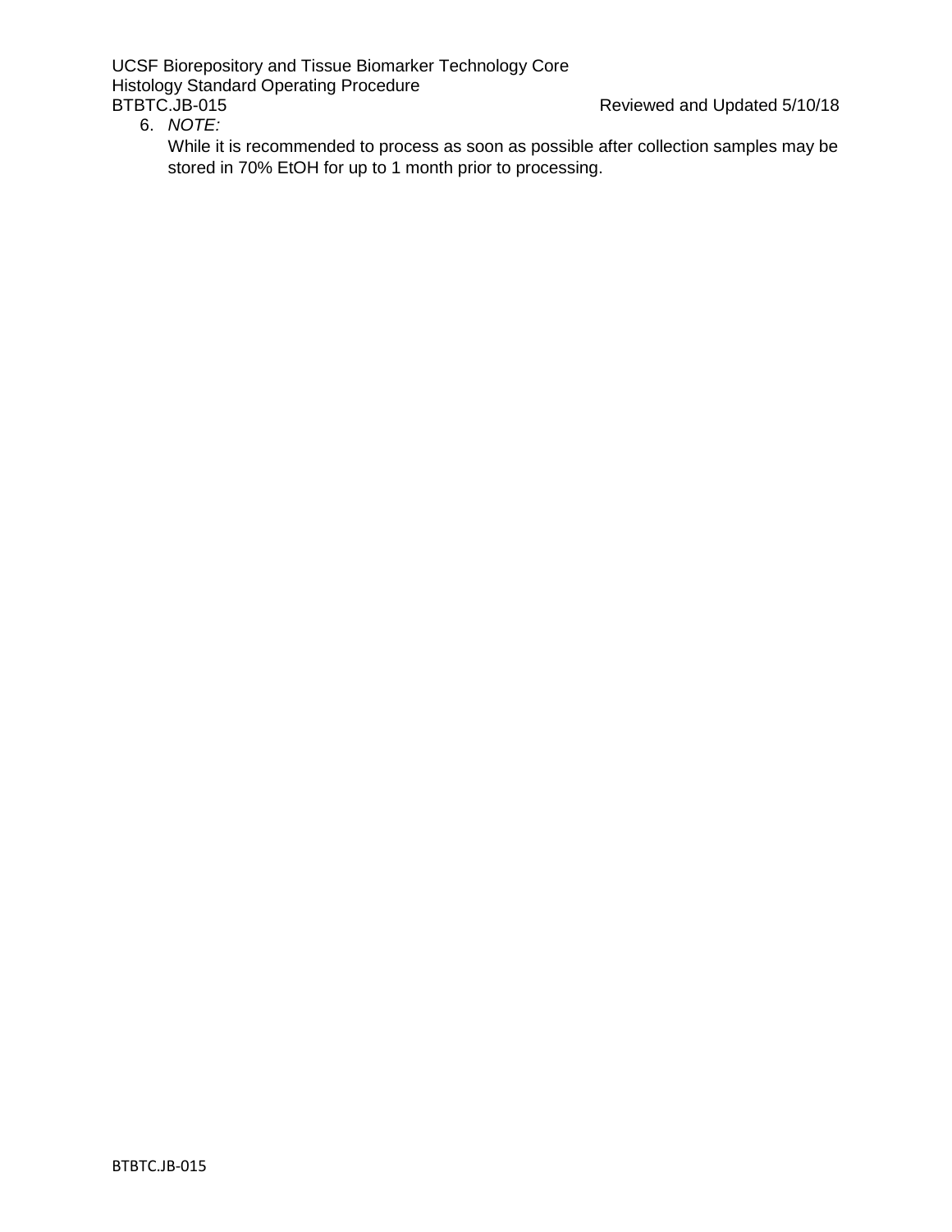6. *NOTE:*

   While it is recommended to process as soon as possible after collection samples may be stored in 70% EtOH for up to 1 month prior to processing.